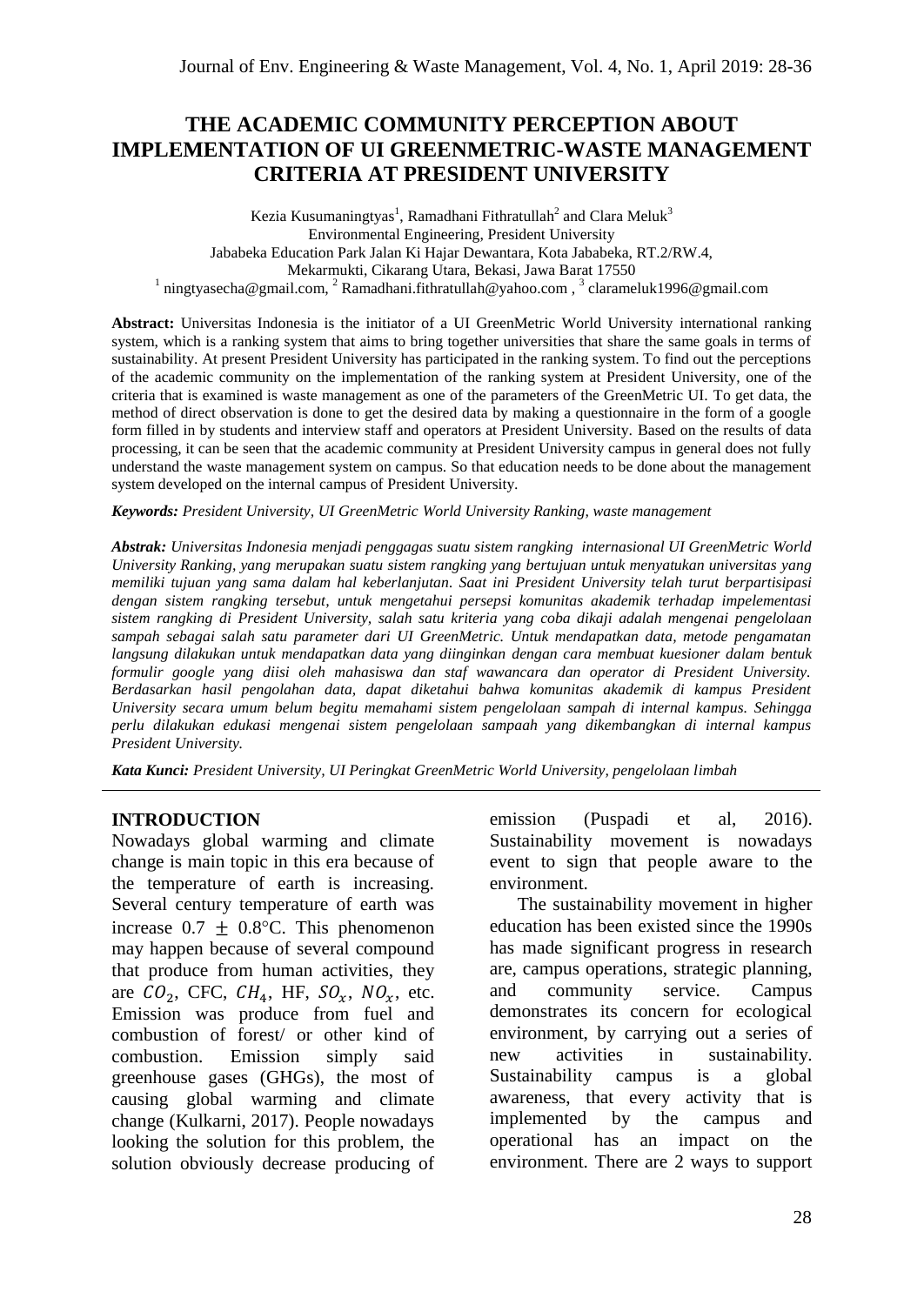# THE ACADEMIC COMMUNITY PERCEPTION ABOUT IMPLEMENTATION OF UI GREENMETRIC-WASTE MANAGEMENT CRITERIA AT PRESIDENT UNIVERSITY

Kezia Kusumaningtyas[1], Ramadhani Fithratullah[2] and Clara Meluk[3]
Environmental Engineering, President University
Jababeka Education Park Jalan Ki Hajar Dewantara, Kota Jababeka, RT.2/RW.4, Mekarmukti, Cikarang Utara, Bekasi, Jawa Barat 17550
[1] ningtyasecha@gmail.com, [2] Ramadhani.fithratullah@yahoo.com , [3] clarameluk1996@gmail.com

**Abstract:** Universitas Indonesia is the initiator of a UI GreenMetric World University international ranking system, which is a ranking system that aims to bring together universities that share the same goals in terms of sustainability. At present President University has participated in the ranking system. To find out the perceptions of the academic community on the implementation of the ranking system at President University, one of the criteria that is examined is waste management as one of the parameters of the GreenMetric UI. To get data, the method of direct observation is done to get the desired data by making a questionnaire in the form of a google form filled in by students and interview staff and operators at President University. Based on the results of data processing, it can be seen that the academic community at President University campus in general does not fully understand the waste management system on campus. So that education needs to be done about the management system developed on the internal campus of President University.

***Keywords:*** *President University, UI GreenMetric World University Ranking, waste management*

***Abstrak:*** *Universitas Indonesia menjadi penggagas suatu sistem rangking internasional UI GreenMetric World University Ranking, yang merupakan suatu sistem rangking yang bertujuan untuk menyatukan universitas yang memiliki tujuan yang sama dalam hal keberlanjutan. Saat ini President University telah turut berpartisipasi dengan sistem rangking tersebut, untuk mengetahui persepsi komunitas akademik terhadap impelementasi sistem rangking di President University, salah satu kriteria yang coba dikaji adalah mengenai pengelolaan sampah sebagai salah satu parameter dari UI GreenMetric. Untuk mendapatkan data, metode pengamatan langsung dilakukan untuk mendapatkan data yang diinginkan dengan cara membuat kuesioner dalam bentuk formulir google yang diisi oleh mahasiswa dan staf wawancara dan operator di President University. Berdasarkan hasil pengolahan data, dapat diketahui bahwa komunitas akademik di kampus President University secara umum belum begitu memahami sistem pengelolaan sampah di internal kampus. Sehingga perlu dilakukan edukasi mengenai sistem pengelolaan sampaah yang dikembangkan di internal kampus President University.*

***Kata Kunci:*** *President University, UI Peringkat GreenMetric World University, pengelolaan limbah*

## INTRODUCTION

Nowadays global warming and climate change is main topic in this era because of the temperature of earth is increasing. Several century temperature of earth was increase $0.7 \pm 0.8$°C. This phenomenon may happen because of several compound that produce from human activities, they are $CO_2$, CFC, $CH_4$, HF, $SO_x$, $NO_x$, etc. Emission was produce from fuel and combustion of forest/ or other kind of combustion. Emission simply said greenhouse gases (GHGs), the most of causing global warming and climate change (Kulkarni, 2017). People nowadays looking the solution for this problem, the solution obviously decrease producing of emission (Puspadi et al, 2016). Sustainability movement is nowadays event to sign that people aware to the environment.

The sustainability movement in higher education has been existed since the 1990s has made significant progress in research are, campus operations, strategic planning, and community service. Campus demonstrates its concern for ecological environment, by carrying out a series of new activities in sustainability. Sustainability campus is a global awareness, that every activity that is implemented by the campus and operational has an impact on the environment. There are 2 ways to support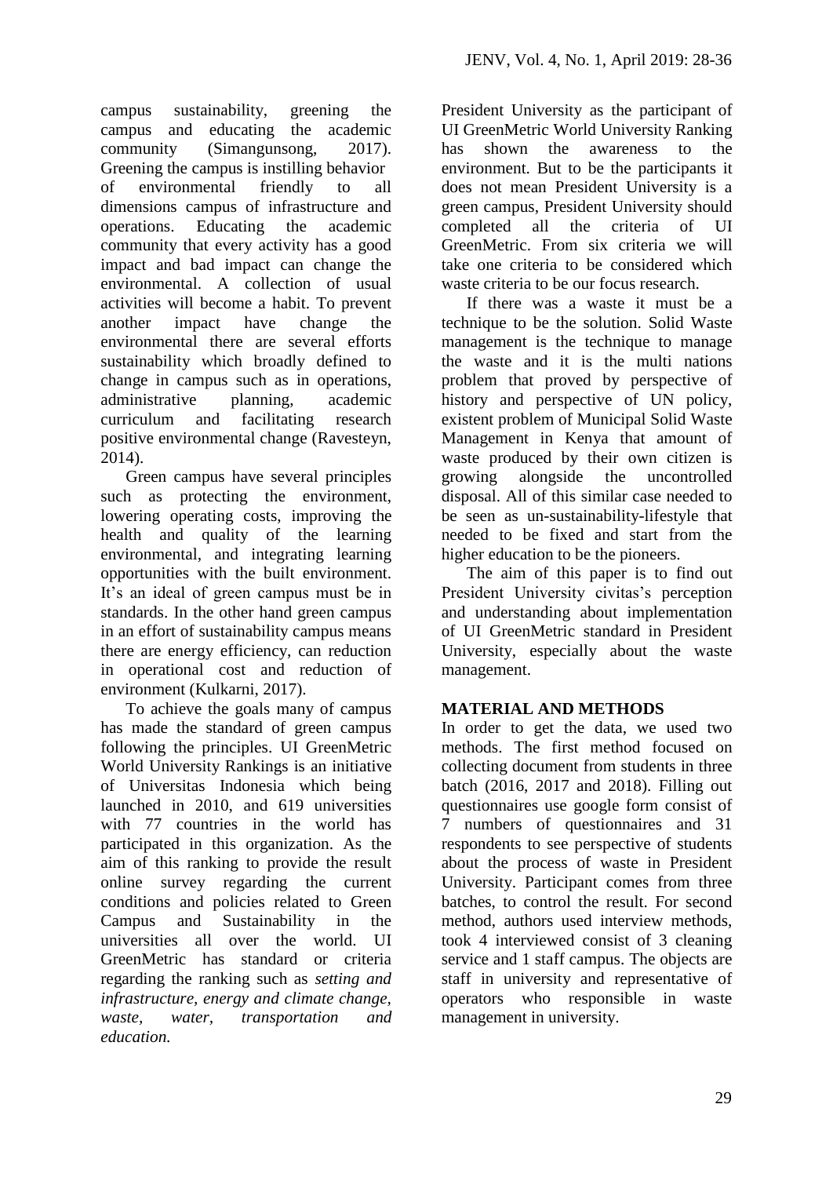campus sustainability, greening the campus and educating the academic community (Simangunsong, 2017). Greening the campus is instilling behavior of environmental friendly to all dimensions campus of infrastructure and operations. Educating the academic community that every activity has a good impact and bad impact can change the environmental. A collection of usual activities will become a habit. To prevent another impact have change the environmental there are several efforts sustainability which broadly defined to change in campus such as in operations, administrative planning, academic curriculum and facilitating research positive environmental change (Ravesteyn, 2014).

Green campus have several principles such as protecting the environment, lowering operating costs, improving the health and quality of the learning environmental, and integrating learning opportunities with the built environment. It's an ideal of green campus must be in standards. In the other hand green campus in an effort of sustainability campus means there are energy efficiency, can reduction in operational cost and reduction of environment (Kulkarni, 2017).

To achieve the goals many of campus has made the standard of green campus following the principles. UI GreenMetric World University Rankings is an initiative of Universitas Indonesia which being launched in 2010, and 619 universities with 77 countries in the world has participated in this organization. As the aim of this ranking to provide the result online survey regarding the current conditions and policies related to Green Campus and Sustainability in the universities all over the world. UI GreenMetric has standard or criteria regarding the ranking such as *setting and infrastructure, energy and climate change, waste, water, transportation and education.*

President University as the participant of UI GreenMetric World University Ranking has shown the awareness to the environment. But to be the participants it does not mean President University is a green campus, President University should completed all the criteria of UI GreenMetric. From six criteria we will take one criteria to be considered which waste criteria to be our focus research.

If there was a waste it must be a technique to be the solution. Solid Waste management is the technique to manage the waste and it is the multi nations problem that proved by perspective of history and perspective of UN policy, existent problem of Municipal Solid Waste Management in Kenya that amount of waste produced by their own citizen is growing alongside the uncontrolled disposal. All of this similar case needed to be seen as un-sustainability-lifestyle that needed to be fixed and start from the higher education to be the pioneers.

The aim of this paper is to find out President University civitas's perception and understanding about implementation of UI GreenMetric standard in President University, especially about the waste management.

## MATERIAL AND METHODS

In order to get the data, we used two methods. The first method focused on collecting document from students in three batch (2016, 2017 and 2018). Filling out questionnaires use google form consist of 7 numbers of questionnaires and 31 respondents to see perspective of students about the process of waste in President University. Participant comes from three batches, to control the result. For second method, authors used interview methods, took 4 interviewed consist of 3 cleaning service and 1 staff campus. The objects are staff in university and representative of operators who responsible in waste management in university.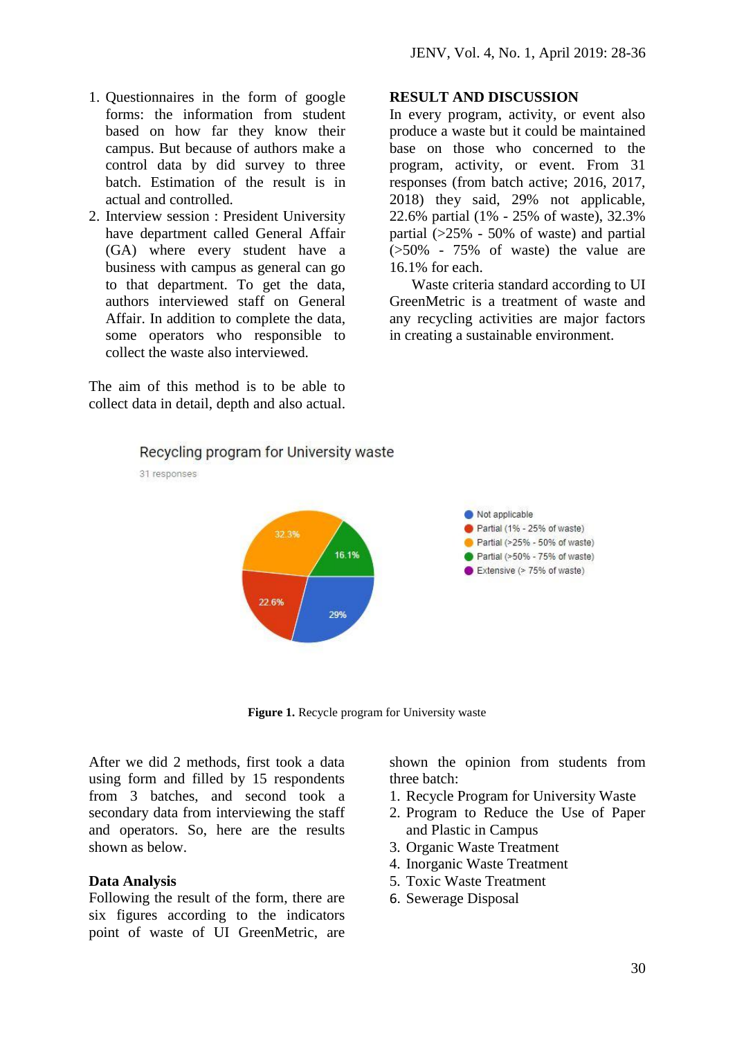1. Questionnaires in the form of google forms: the information from student based on how far they know their campus. But because of authors make a control data by did survey to three batch. Estimation of the result is in actual and controlled.
2. Interview session : President University have department called General Affair (GA) where every student have a business with campus as general can go to that department. To get the data, authors interviewed staff on General Affair. In addition to complete the data, some operators who responsible to collect the waste also interviewed.

The aim of this method is to be able to collect data in detail, depth and also actual.

## RESULT AND DISCUSSION

In every program, activity, or event also produce a waste but it could be maintained base on those who concerned to the program, activity, or event. From 31 responses (from batch active; 2016, 2017, 2018) they said, 29% not applicable, 22.6% partial (1% - 25% of waste), 32.3% partial (>25% - 50% of waste) and partial (>50% - 75% of waste) the value are 16.1% for each.

Waste criteria standard according to UI GreenMetric is a treatment of waste and any recycling activities are major factors in creating a sustainable environment.

Recycling program for University waste

31 responses

- Not applicable: 29%
- Partial (1% - 25% of waste): 22.6%
- Partial (>25% - 50% of waste): 32.3%
- Partial (>50% - 75% of waste): 16.1%
- Extensive (> 75% of waste)

**Figure 1.** Recycle program for University waste

After we did 2 methods, first took a data using form and filled by 15 respondents from 3 batches, and second took a secondary data from interviewing the staff and operators. So, here are the results shown as below.

### Data Analysis

Following the result of the form, there are six figures according to the indicators point of waste of UI GreenMetric, are shown the opinion from students from three batch:

1. Recycle Program for University Waste
2. Program to Reduce the Use of Paper and Plastic in Campus
3. Organic Waste Treatment
4. Inorganic Waste Treatment
5. Toxic Waste Treatment
6. Sewerage Disposal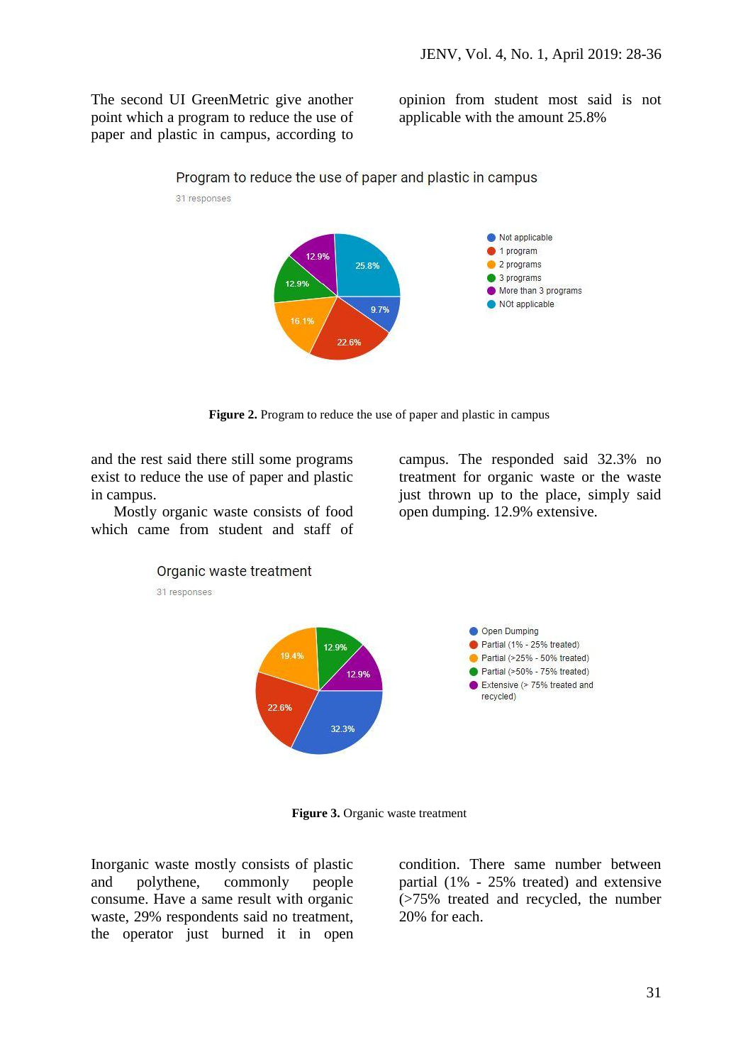The second UI GreenMetric give another point which a program to reduce the use of paper and plastic in campus, according to opinion from student most said is not applicable with the amount 25.8%

Figure 2. Program to reduce the use of paper and plastic in campus

and the rest said there still some programs exist to reduce the use of paper and plastic in campus.

Mostly organic waste consists of food which came from student and staff of campus. The responded said 32.3% no treatment for organic waste or the waste just thrown up to the place, simply said open dumping. 12.9% extensive.

Figure 3. Organic waste treatment

Inorganic waste mostly consists of plastic and polythene, commonly people consume. Have a same result with organic waste, 29% respondents said no treatment, the operator just burned it in open condition. There same number between partial (1% - 25% treated) and extensive (>75% treated and recycled, the number 20% for each.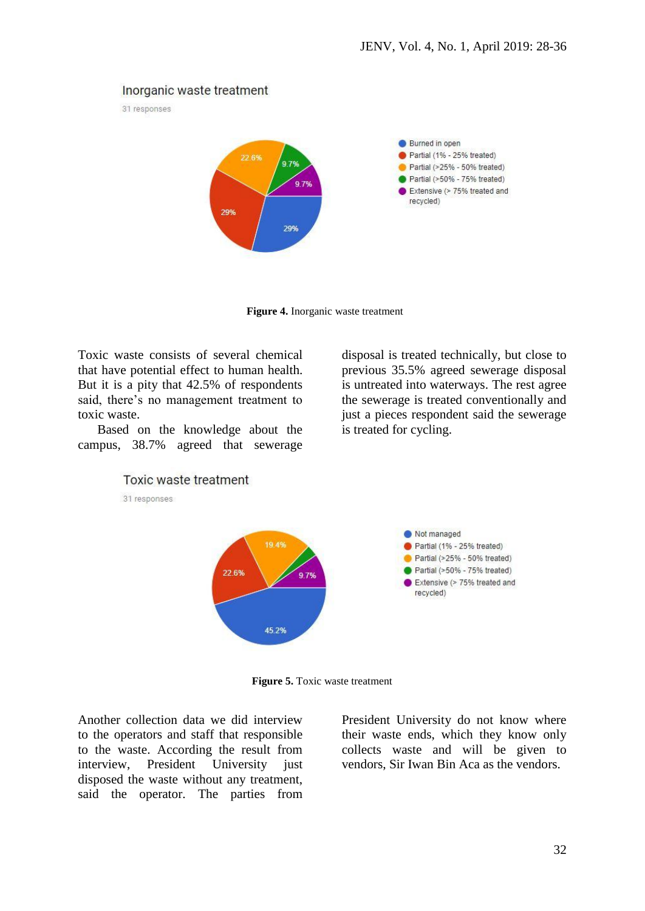**Figure 4.** Inorganic waste treatment

Toxic waste consists of several chemical that have potential effect to human health. But it is a pity that 42.5% of respondents said, there's no management treatment to toxic waste.

Based on the knowledge about the campus, 38.7% agreed that sewerage disposal is treated technically, but close to previous 35.5% agreed sewerage disposal is untreated into waterways. The rest agree the sewerage is treated conventionally and just a pieces respondent said the sewerage is treated for cycling.

**Figure 5.** Toxic waste treatment

Another collection data we did interview to the operators and staff that responsible to the waste. According the result from interview, President University just disposed the waste without any treatment, said the operator. The parties from President University do not know where their waste ends, which they know only collects waste and will be given to vendors, Sir Iwan Bin Aca as the vendors.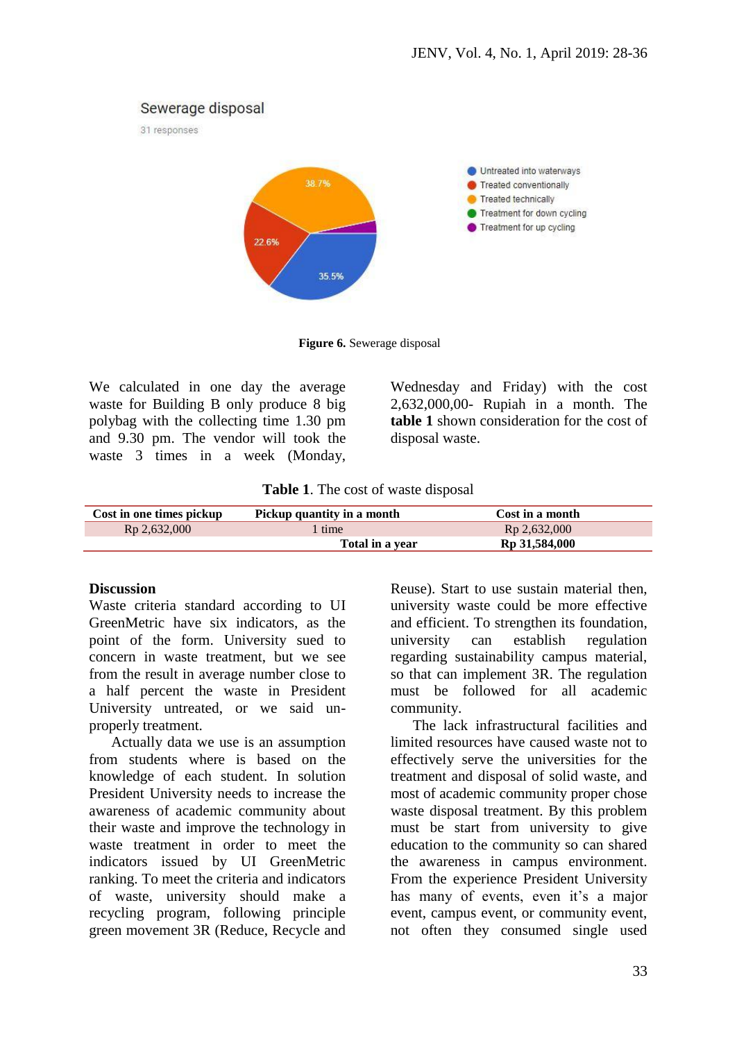Sewerage disposal

31 responses

- Untreated into waterways
- Treated conventionally
- Treated technically
- Treatment for down cycling
- Treatment for up cycling

38.7%, 22.6%, 35.5%

**Figure 6.** Sewerage disposal

We calculated in one day the average waste for Building B only produce 8 big polybag with the collecting time 1.30 pm and 9.30 pm. The vendor will took the waste 3 times in a week (Monday, Wednesday and Friday) with the cost 2,632,000,00- Rupiah in a month. The **table 1** shown consideration for the cost of disposal waste.

**Table 1**. The cost of waste disposal

| Cost in one times pickup | Pickup quantity in a month | Cost in a month |
|---|---|---|
| Rp 2,632,000 | 1 time | Rp 2,632,000 |
| | **Total in a year** | **Rp 31,584,000** |

## Discussion

Waste criteria standard according to UI GreenMetric have six indicators, as the point of the form. University sued to concern in waste treatment, but we see from the result in average number close to a half percent the waste in President University untreated, or we said un-properly treatment.

Actually data we use is an assumption from students where is based on the knowledge of each student. In solution President University needs to increase the awareness of academic community about their waste and improve the technology in waste treatment in order to meet the indicators issued by UI GreenMetric ranking. To meet the criteria and indicators of waste, university should make a recycling program, following principle green movement 3R (Reduce, Recycle and Reuse). Start to use sustain material then, university waste could be more effective and efficient. To strengthen its foundation, university can establish regulation regarding sustainability campus material, so that can implement 3R. The regulation must be followed for all academic community.

The lack infrastructural facilities and limited resources have caused waste not to effectively serve the universities for the treatment and disposal of solid waste, and most of academic community proper chose waste disposal treatment. By this problem must be start from university to give education to the community so can shared the awareness in campus environment. From the experience President University has many of events, even it's a major event, campus event, or community event, not often they consumed single used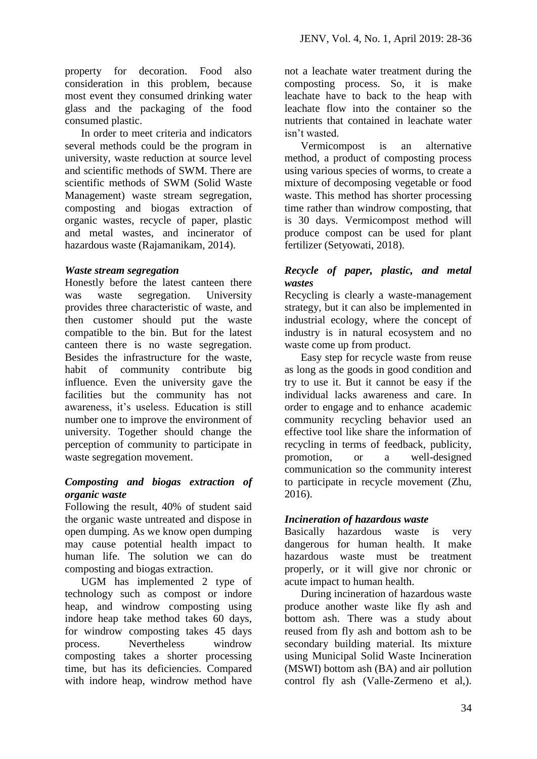property for decoration. Food also consideration in this problem, because most event they consumed drinking water glass and the packaging of the food consumed plastic.

In order to meet criteria and indicators several methods could be the program in university, waste reduction at source level and scientific methods of SWM. There are scientific methods of SWM (Solid Waste Management) waste stream segregation, composting and biogas extraction of organic wastes, recycle of paper, plastic and metal wastes, and incinerator of hazardous waste (Rajamanikam, 2014).

### *Waste stream segregation*

Honestly before the latest canteen there was waste segregation. University provides three characteristic of waste, and then customer should put the waste compatible to the bin. But for the latest canteen there is no waste segregation. Besides the infrastructure for the waste, habit of community contribute big influence. Even the university gave the facilities but the community has not awareness, it's useless. Education is still number one to improve the environment of university. Together should change the perception of community to participate in waste segregation movement.

### *Composting and biogas extraction of organic waste*

Following the result, 40% of student said the organic waste untreated and dispose in open dumping. As we know open dumping may cause potential health impact to human life. The solution we can do composting and biogas extraction.

UGM has implemented 2 type of technology such as compost or indore heap, and windrow composting using indore heap take method takes 60 days, for windrow composting takes 45 days process. Nevertheless windrow composting takes a shorter processing time, but has its deficiencies. Compared with indore heap, windrow method have not a leachate water treatment during the composting process. So, it is make leachate have to back to the heap with leachate flow into the container so the nutrients that contained in leachate water isn't wasted.

Vermicompost is an alternative method, a product of composting process using various species of worms, to create a mixture of decomposing vegetable or food waste. This method has shorter processing time rather than windrow composting, that is 30 days. Vermicompost method will produce compost can be used for plant fertilizer (Setyowati, 2018).

### *Recycle of paper, plastic, and metal wastes*

Recycling is clearly a waste-management strategy, but it can also be implemented in industrial ecology, where the concept of industry is in natural ecosystem and no waste come up from product.

Easy step for recycle waste from reuse as long as the goods in good condition and try to use it. But it cannot be easy if the individual lacks awareness and care. In order to engage and to enhance academic community recycling behavior used an effective tool like share the information of recycling in terms of feedback, publicity, promotion, or a well-designed communication so the community interest to participate in recycle movement (Zhu, 2016).

### *Incineration of hazardous waste*

Basically hazardous waste is very dangerous for human health. It make hazardous waste must be treatment properly, or it will give nor chronic or acute impact to human health.

During incineration of hazardous waste produce another waste like fly ash and bottom ash. There was a study about reused from fly ash and bottom ash to be secondary building material. Its mixture using Municipal Solid Waste Incineration (MSWI) bottom ash (BA) and air pollution control fly ash (Valle-Zermeno et al,).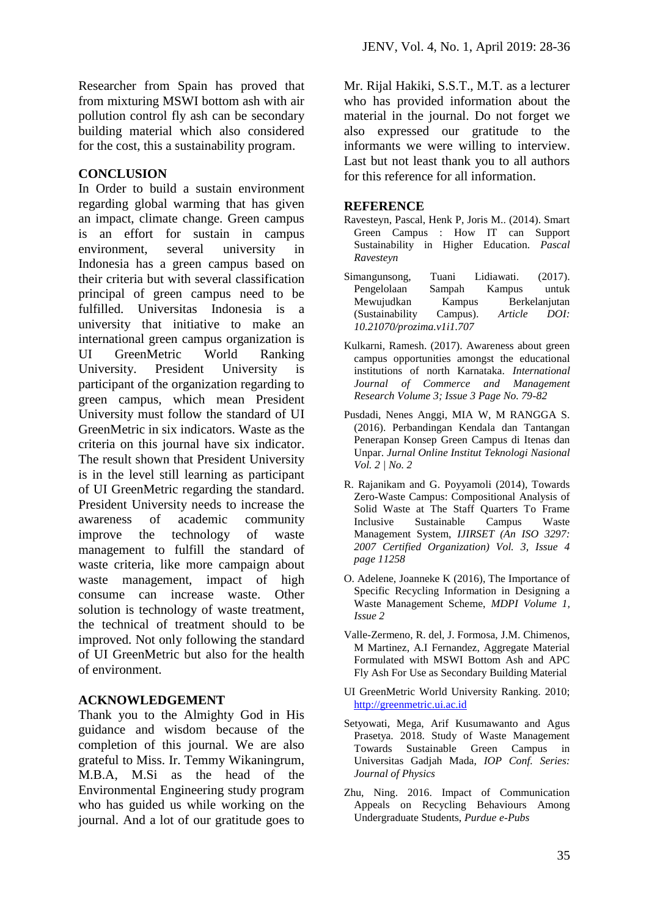Researcher from Spain has proved that from mixturing MSWI bottom ash with air pollution control fly ash can be secondary building material which also considered for the cost, this a sustainability program.

## CONCLUSION

In Order to build a sustain environment regarding global warming that has given an impact, climate change. Green campus is an effort for sustain in campus environment, several university in Indonesia has a green campus based on their criteria but with several classification principal of green campus need to be fulfilled. Universitas Indonesia is a university that initiative to make an international green campus organization is UI GreenMetric World Ranking University. President University is participant of the organization regarding to green campus, which mean President University must follow the standard of UI GreenMetric in six indicators. Waste as the criteria on this journal have six indicator. The result shown that President University is in the level still learning as participant of UI GreenMetric regarding the standard. President University needs to increase the awareness of academic community improve the technology of waste management to fulfill the standard of waste criteria, like more campaign about waste management, impact of high consume can increase waste. Other solution is technology of waste treatment, the technical of treatment should to be improved. Not only following the standard of UI GreenMetric but also for the health of environment.

## ACKNOWLEDGEMENT

Thank you to the Almighty God in His guidance and wisdom because of the completion of this journal. We are also grateful to Miss. Ir. Temmy Wikaningrum, M.B.A, M.Si as the head of the Environmental Engineering study program who has guided us while working on the journal. And a lot of our gratitude goes to Mr. Rijal Hakiki, S.S.T., M.T. as a lecturer who has provided information about the material in the journal. Do not forget we also expressed our gratitude to the informants we were willing to interview. Last but not least thank you to all authors for this reference for all information.

## REFERENCE

Ravesteyn, Pascal, Henk P, Joris M.. (2014). Smart Green Campus : How IT can Support Sustainability in Higher Education. *Pascal Ravesteyn*

Simangunsong, Tuani Lidiawati. (2017). Pengelolaan Sampah Kampus untuk Mewujudkan Kampus Berkelanjutan (Sustainability Campus). *Article DOI: 10.21070/prozima.v1i1.707*

Kulkarni, Ramesh. (2017). Awareness about green campus opportunities amongst the educational institutions of north Karnataka. *International Journal of Commerce and Management Research Volume 3; Issue 3 Page No. 79-82*

Pusdadi, Nenes Anggi, MIA W, M RANGGA S. (2016). Perbandingan Kendala dan Tantangan Penerapan Konsep Green Campus di Itenas dan Unpar. *Jurnal Online Institut Teknologi Nasional Vol. 2 | No. 2*

R. Rajanikam and G. Poyyamoli (2014), Towards Zero-Waste Campus: Compositional Analysis of Solid Waste at The Staff Quarters To Frame Inclusive Sustainable Campus Waste Management System, *IJIRSET (An ISO 3297: 2007 Certified Organization) Vol. 3, Issue 4 page 11258*

O. Adelene, Joanneke K (2016), The Importance of Specific Recycling Information in Designing a Waste Management Scheme, *MDPI Volume 1, Issue 2*

Valle-Zermeno, R. del, J. Formosa, J.M. Chimenos, M Martinez, A.I Fernandez, Aggregate Material Formulated with MSWI Bottom Ash and APC Fly Ash For Use as Secondary Building Material

UI GreenMetric World University Ranking. 2010; http://greenmetric.ui.ac.id

Setyowati, Mega, Arif Kusumawanto and Agus Prasetya. 2018. Study of Waste Management Towards Sustainable Green Campus in Universitas Gadjah Mada, *IOP Conf. Series: Journal of Physics*

Zhu, Ning. 2016. Impact of Communication Appeals on Recycling Behaviours Among Undergraduate Students, *Purdue e-Pubs*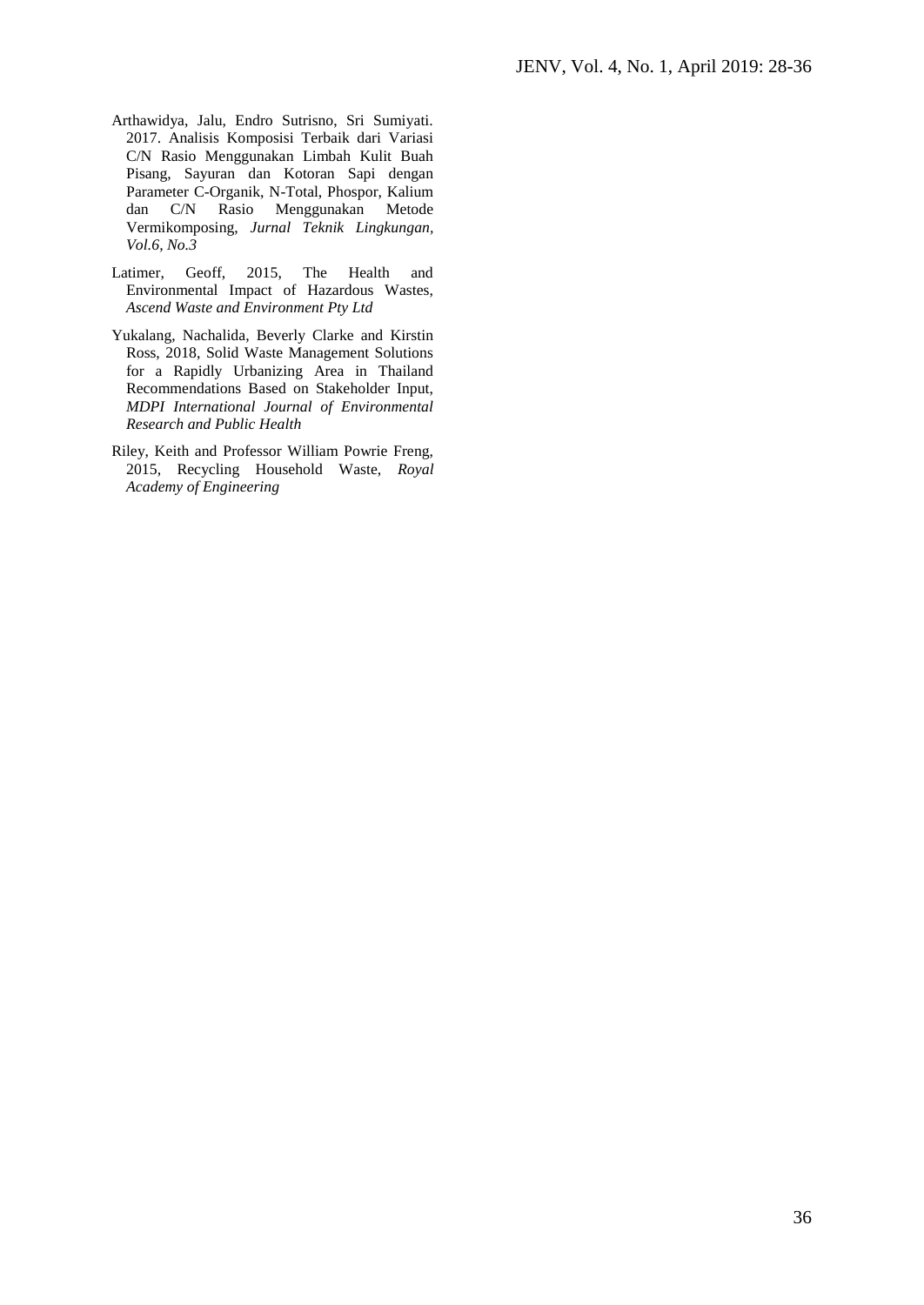Arthawidya, Jalu, Endro Sutrisno, Sri Sumiyati. 2017. Analisis Komposisi Terbaik dari Variasi C/N Rasio Menggunakan Limbah Kulit Buah Pisang, Sayuran dan Kotoran Sapi dengan Parameter C-Organik, N-Total, Phospor, Kalium dan C/N Rasio Menggunakan Metode Vermikomposing, *Jurnal Teknik Lingkungan, Vol.6, No.3*

Latimer, Geoff, 2015, The Health and Environmental Impact of Hazardous Wastes, *Ascend Waste and Environment Pty Ltd*

Yukalang, Nachalida, Beverly Clarke and Kirstin Ross, 2018, Solid Waste Management Solutions for a Rapidly Urbanizing Area in Thailand Recommendations Based on Stakeholder Input, *MDPI International Journal of Environmental Research and Public Health*

Riley, Keith and Professor William Powrie Freng, 2015, Recycling Household Waste, *Royal Academy of Engineering*